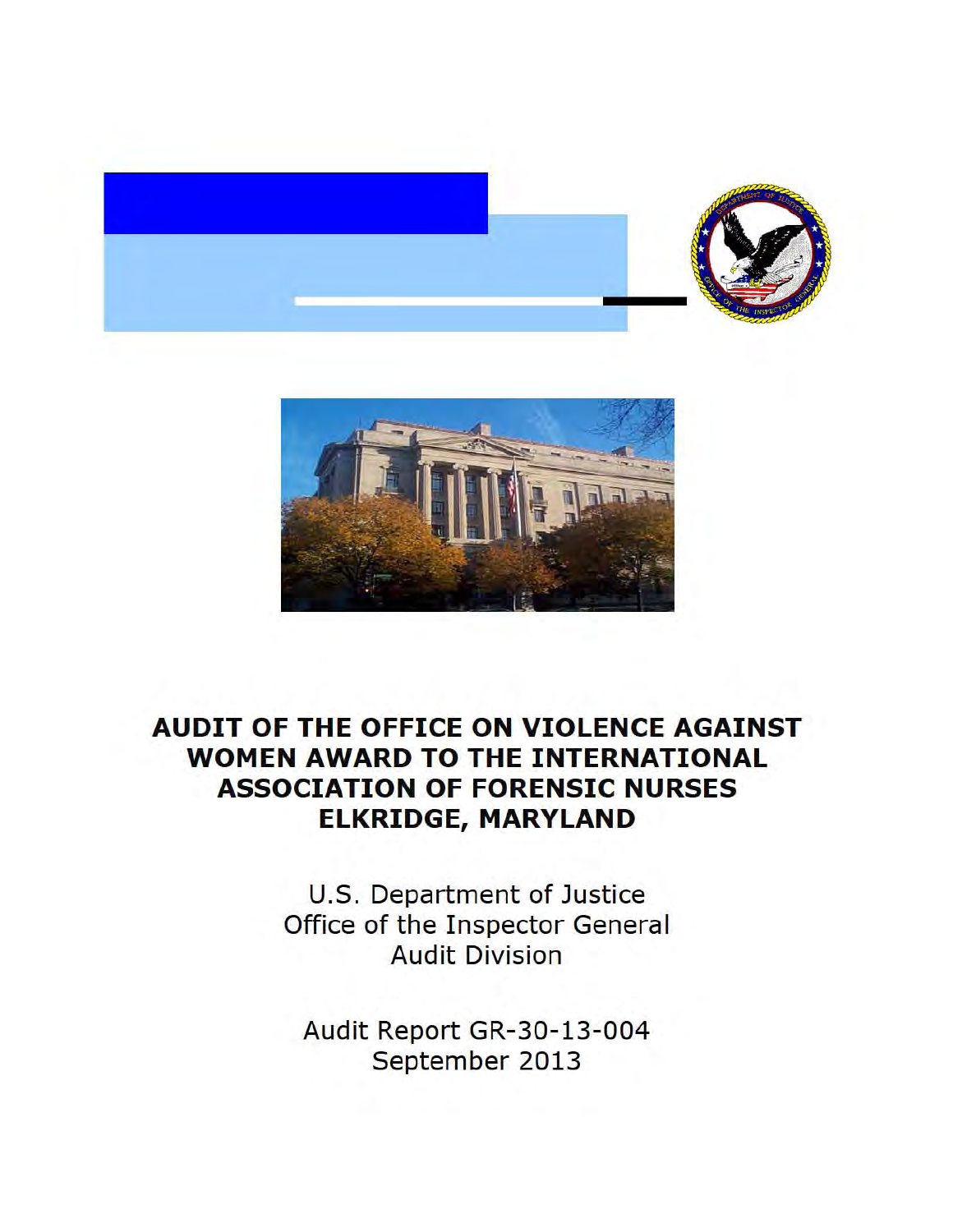# AUDIT OF THE OFFICE ON VIOLENCE AGAINST WOMEN AWARD TO THE INTERNATIONAL ASSOCIATION OF FORENSIC NURSES ELKRIDGE, MARYLAND

U.S. Department of Justice
Office of the Inspector General
Audit Division

Audit Report GR-30-13-004
September 2013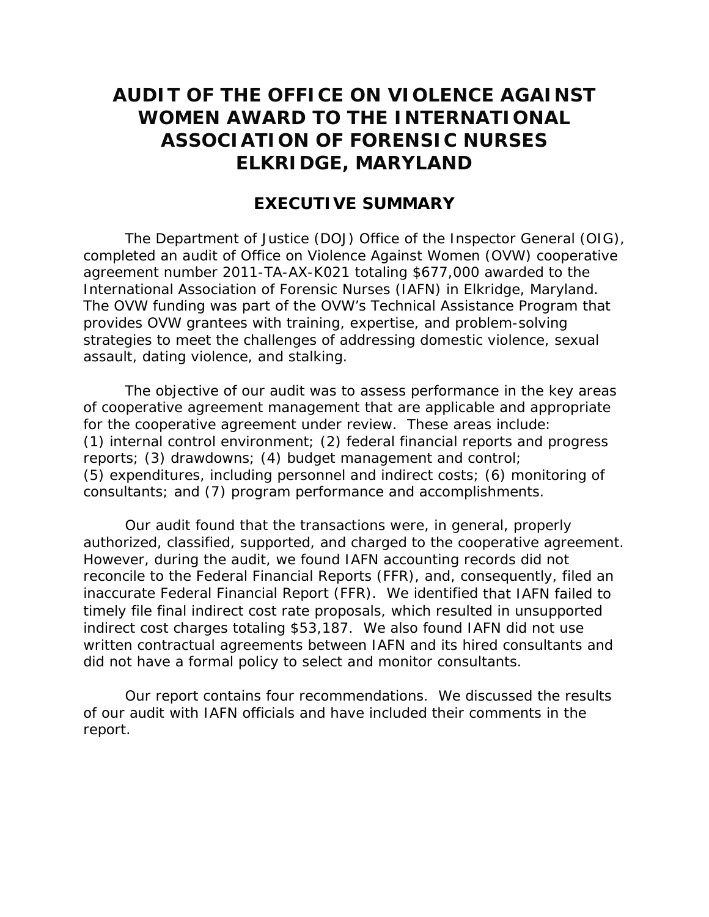# AUDIT OF THE OFFICE ON VIOLENCE AGAINST WOMEN AWARD TO THE INTERNATIONAL ASSOCIATION OF FORENSIC NURSES ELKRIDGE, MARYLAND

## EXECUTIVE SUMMARY

The Department of Justice (DOJ) Office of the Inspector General (OIG), completed an audit of Office on Violence Against Women (OVW) cooperative agreement number 2011-TA-AX-K021 totaling $677,000 awarded to the International Association of Forensic Nurses (IAFN) in Elkridge, Maryland. The OVW funding was part of the OVW's Technical Assistance Program that provides OVW grantees with training, expertise, and problem-solving strategies to meet the challenges of addressing domestic violence, sexual assault, dating violence, and stalking.

The objective of our audit was to assess performance in the key areas of cooperative agreement management that are applicable and appropriate for the cooperative agreement under review. These areas include: (1) internal control environment; (2) federal financial reports and progress reports; (3) drawdowns; (4) budget management and control; (5) expenditures, including personnel and indirect costs; (6) monitoring of consultants; and (7) program performance and accomplishments.

Our audit found that the transactions were, in general, properly authorized, classified, supported, and charged to the cooperative agreement. However, during the audit, we found IAFN accounting records did not reconcile to the Federal Financial Reports (FFR), and, consequently, filed an inaccurate Federal Financial Report (FFR). We identified that IAFN failed to timely file final indirect cost rate proposals, which resulted in unsupported indirect cost charges totaling $53,187. We also found IAFN did not use written contractual agreements between IAFN and its hired consultants and did not have a formal policy to select and monitor consultants.

Our report contains four recommendations. We discussed the results of our audit with IAFN officials and have included their comments in the report.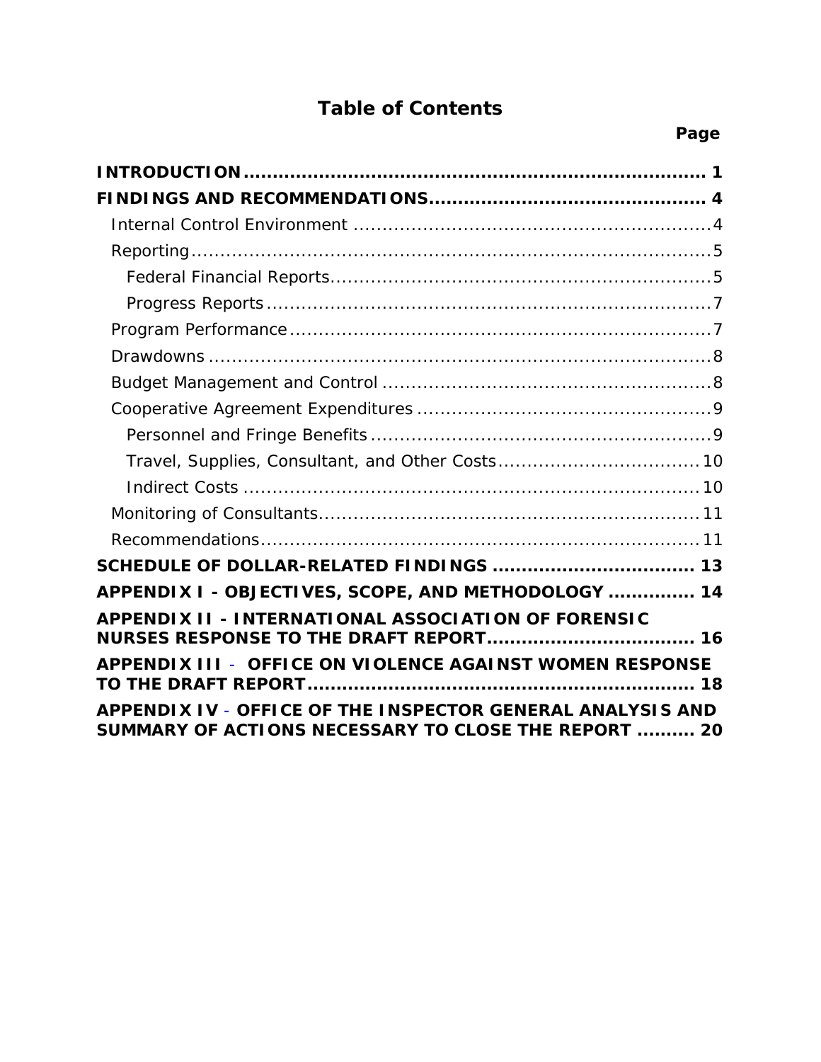# Table of Contents

**Page**

**INTRODUCTION** .......... **1**

**FINDINGS AND RECOMMENDATIONS** .......... **4**

- Internal Control Environment .......... 4
- Reporting .......... 5
  - Federal Financial Reports .......... 5
  - Progress Reports .......... 7
- Program Performance .......... 7
- Drawdowns .......... 8
- Budget Management and Control .......... 8
- Cooperative Agreement Expenditures .......... 9
  - Personnel and Fringe Benefits .......... 9
  - Travel, Supplies, Consultant, and Other Costs .......... 10
  - Indirect Costs .......... 10
- Monitoring of Consultants .......... 11
- Recommendations .......... 11

**SCHEDULE OF DOLLAR-RELATED FINDINGS** .......... **13**

**APPENDIX I - OBJECTIVES, SCOPE, AND METHODOLOGY** .......... **14**

**APPENDIX II - INTERNATIONAL ASSOCIATION OF FORENSIC NURSES RESPONSE TO THE DRAFT REPORT** .......... **16**

**APPENDIX III - OFFICE ON VIOLENCE AGAINST WOMEN RESPONSE TO THE DRAFT REPORT** .......... **18**

**APPENDIX IV - OFFICE OF THE INSPECTOR GENERAL ANALYSIS AND SUMMARY OF ACTIONS NECESSARY TO CLOSE THE REPORT** .......... **20**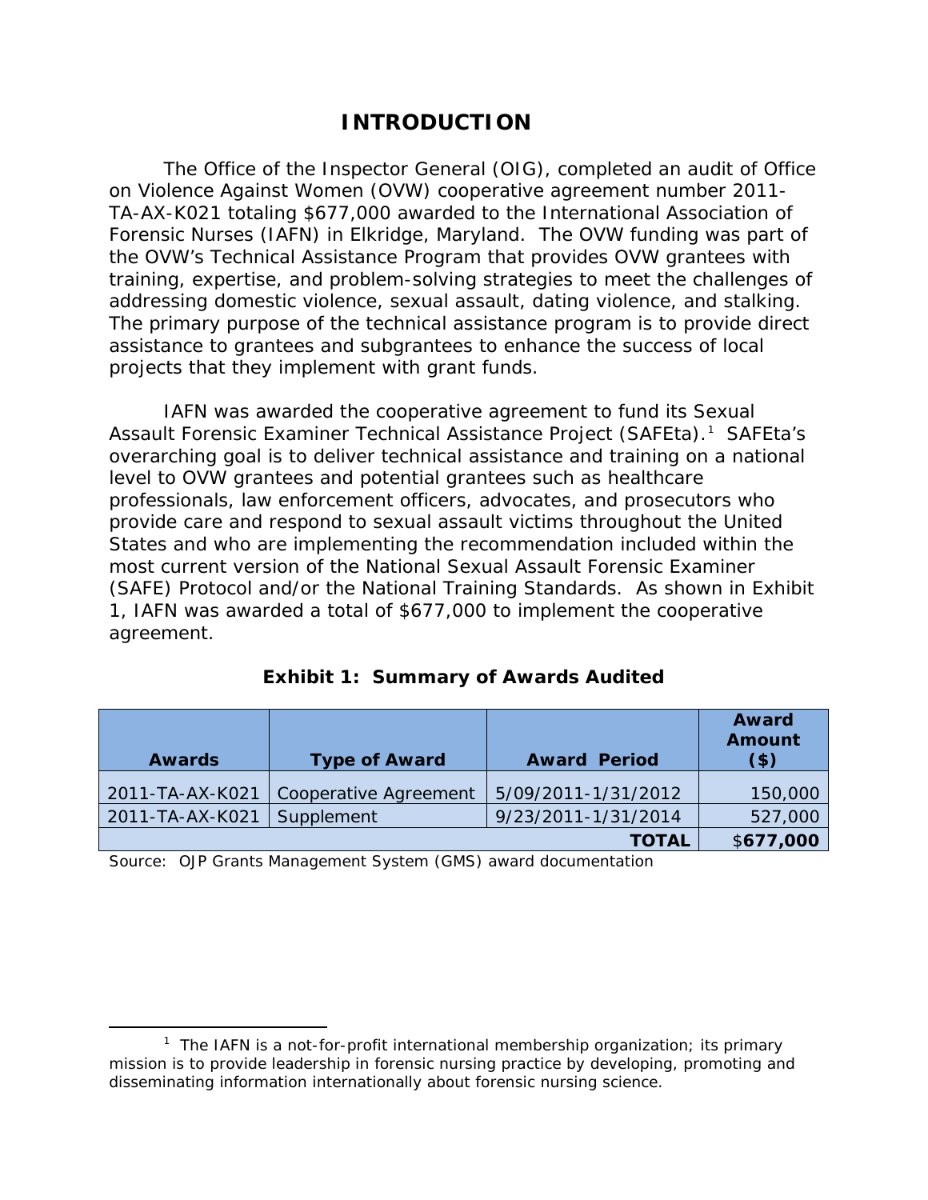# INTRODUCTION

The Office of the Inspector General (OIG), completed an audit of Office on Violence Against Women (OVW) cooperative agreement number 2011-TA-AX-K021 totaling $677,000 awarded to the International Association of Forensic Nurses (IAFN) in Elkridge, Maryland. The OVW funding was part of the OVW's Technical Assistance Program that provides OVW grantees with training, expertise, and problem-solving strategies to meet the challenges of addressing domestic violence, sexual assault, dating violence, and stalking. The primary purpose of the technical assistance program is to provide direct assistance to grantees and subgrantees to enhance the success of local projects that they implement with grant funds.

IAFN was awarded the cooperative agreement to fund its Sexual Assault Forensic Examiner Technical Assistance Project (SAFEta).[1] SAFEta's overarching goal is to deliver technical assistance and training on a national level to OVW grantees and potential grantees such as healthcare professionals, law enforcement officers, advocates, and prosecutors who provide care and respond to sexual assault victims throughout the United States and who are implementing the recommendation included within the most current version of the National Sexual Assault Forensic Examiner (SAFE) Protocol and/or the National Training Standards. As shown in Exhibit 1, IAFN was awarded a total of $677,000 to implement the cooperative agreement.

**Exhibit 1: Summary of Awards Audited**

| Awards | Type of Award | Award Period | Award Amount ($) |
|---|---|---|---|
| 2011-TA-AX-K021 | Cooperative Agreement | 5/09/2011-1/31/2012 | 150,000 |
| 2011-TA-AX-K021 | Supplement | 9/23/2011-1/31/2014 | 527,000 |
| | | **TOTAL** | $**677,000** |

Source: OJP Grants Management System (GMS) award documentation

[1] The IAFN is a not-for-profit international membership organization; its primary mission is to provide leadership in forensic nursing practice by developing, promoting and disseminating information internationally about forensic nursing science.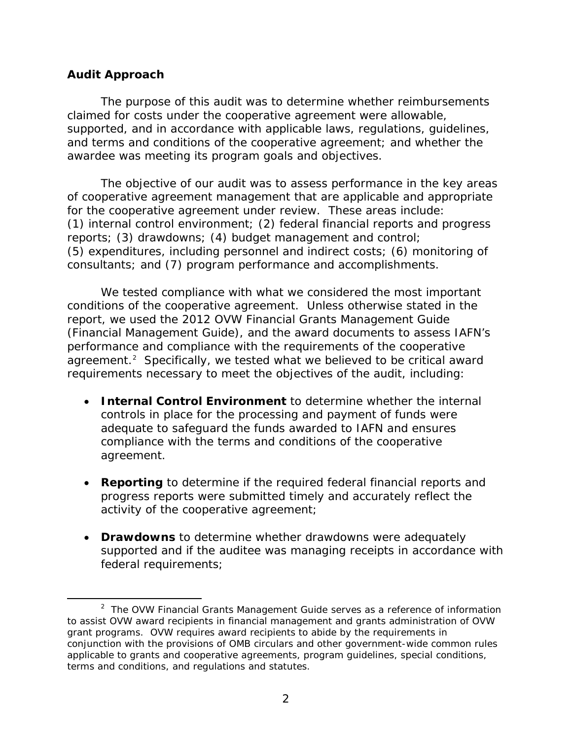## Audit Approach

The purpose of this audit was to determine whether reimbursements claimed for costs under the cooperative agreement were allowable, supported, and in accordance with applicable laws, regulations, guidelines, and terms and conditions of the cooperative agreement; and whether the awardee was meeting its program goals and objectives.

The objective of our audit was to assess performance in the key areas of cooperative agreement management that are applicable and appropriate for the cooperative agreement under review. These areas include: (1) internal control environment; (2) federal financial reports and progress reports; (3) drawdowns; (4) budget management and control; (5) expenditures, including personnel and indirect costs; (6) monitoring of consultants; and (7) program performance and accomplishments.

We tested compliance with what we considered the most important conditions of the cooperative agreement. Unless otherwise stated in the report, we used the 2012 OVW Financial Grants Management Guide (Financial Management Guide), and the award documents to assess IAFN's performance and compliance with the requirements of the cooperative agreement.[2] Specifically, we tested what we believed to be critical award requirements necessary to meet the objectives of the audit, including:

- **Internal Control Environment** to determine whether the internal controls in place for the processing and payment of funds were adequate to safeguard the funds awarded to IAFN and ensures compliance with the terms and conditions of the cooperative agreement.
- **Reporting** to determine if the required federal financial reports and progress reports were submitted timely and accurately reflect the activity of the cooperative agreement;
- **Drawdowns** to determine whether drawdowns were adequately supported and if the auditee was managing receipts in accordance with federal requirements;

[2] The OVW Financial Grants Management Guide serves as a reference of information to assist OVW award recipients in financial management and grants administration of OVW grant programs. OVW requires award recipients to abide by the requirements in conjunction with the provisions of OMB circulars and other government-wide common rules applicable to grants and cooperative agreements, program guidelines, special conditions, terms and conditions, and regulations and statutes.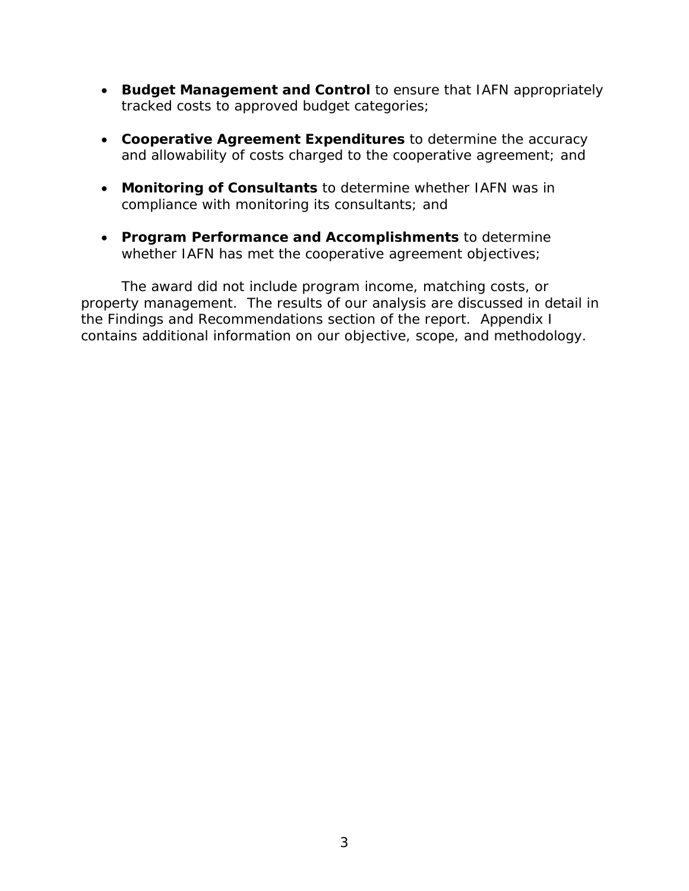- **Budget Management and Control** to ensure that IAFN appropriately tracked costs to approved budget categories;

- **Cooperative Agreement Expenditures** to determine the accuracy and allowability of costs charged to the cooperative agreement; and

- **Monitoring of Consultants** to determine whether IAFN was in compliance with monitoring its consultants; and

- **Program Performance and Accomplishments** to determine whether IAFN has met the cooperative agreement objectives;

The award did not include program income, matching costs, or property management. The results of our analysis are discussed in detail in the Findings and Recommendations section of the report. Appendix I contains additional information on our objective, scope, and methodology.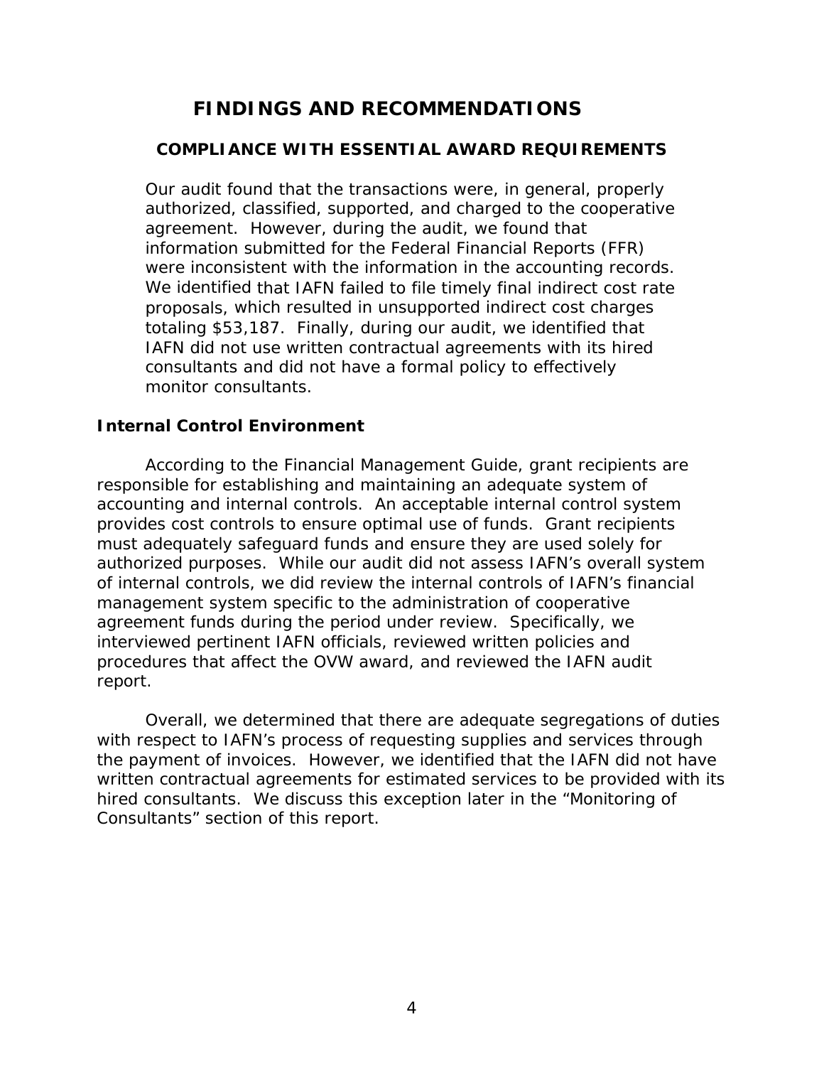# FINDINGS AND RECOMMENDATIONS

## COMPLIANCE WITH ESSENTIAL AWARD REQUIREMENTS

Our audit found that the transactions were, in general, properly authorized, classified, supported, and charged to the cooperative agreement. However, during the audit, we found that information submitted for the Federal Financial Reports (FFR) were inconsistent with the information in the accounting records. We identified that IAFN failed to file timely final indirect cost rate proposals, which resulted in unsupported indirect cost charges totaling $53,187. Finally, during our audit, we identified that IAFN did not use written contractual agreements with its hired consultants and did not have a formal policy to effectively monitor consultants.

### Internal Control Environment

According to the Financial Management Guide, grant recipients are responsible for establishing and maintaining an adequate system of accounting and internal controls. An acceptable internal control system provides cost controls to ensure optimal use of funds. Grant recipients must adequately safeguard funds and ensure they are used solely for authorized purposes. While our audit did not assess IAFN's overall system of internal controls, we did review the internal controls of IAFN's financial management system specific to the administration of cooperative agreement funds during the period under review. Specifically, we interviewed pertinent IAFN officials, reviewed written policies and procedures that affect the OVW award, and reviewed the IAFN audit report.

Overall, we determined that there are adequate segregations of duties with respect to IAFN's process of requesting supplies and services through the payment of invoices. However, we identified that the IAFN did not have written contractual agreements for estimated services to be provided with its hired consultants. We discuss this exception later in the "Monitoring of Consultants" section of this report.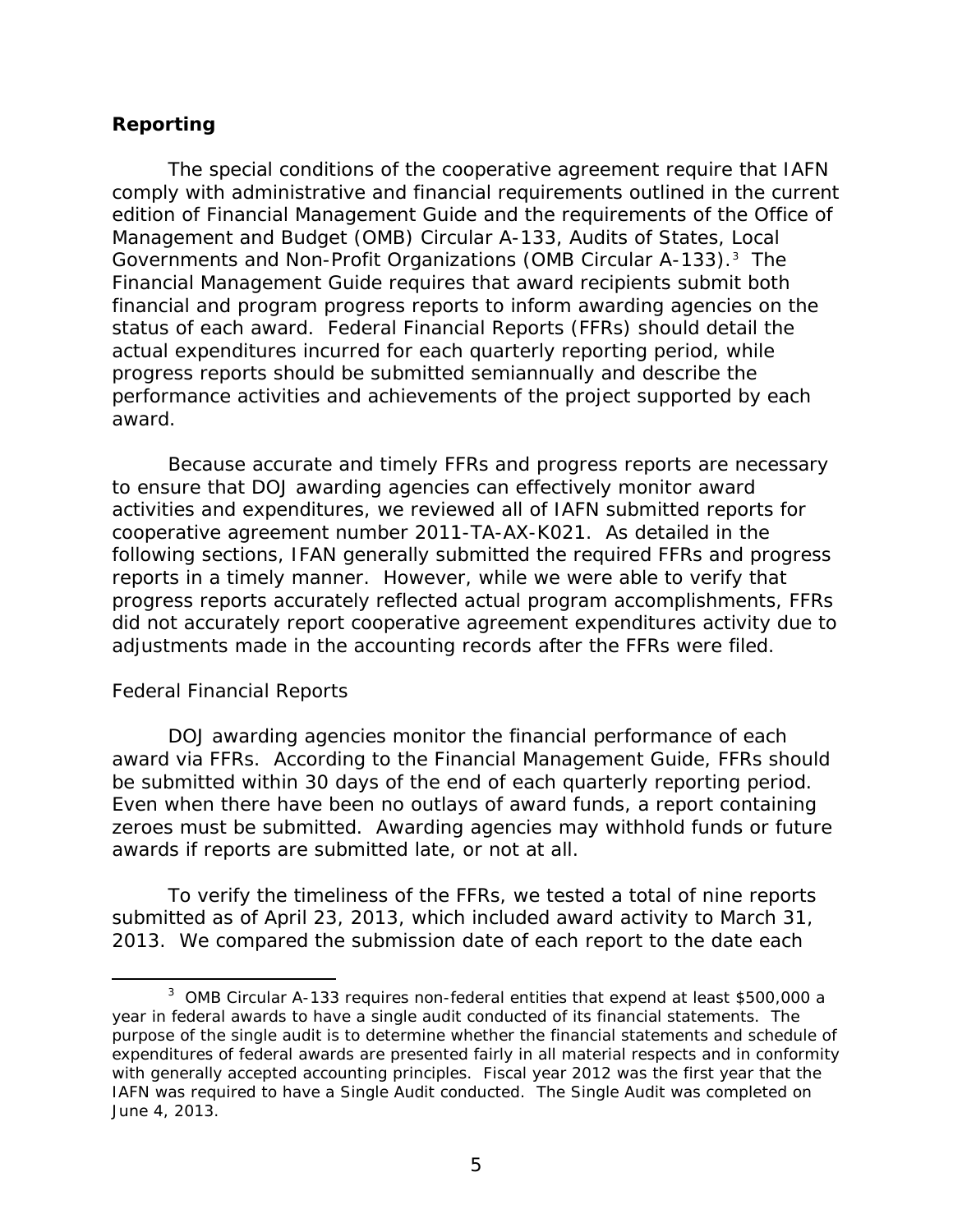## Reporting

The special conditions of the cooperative agreement require that IAFN comply with administrative and financial requirements outlined in the current edition of Financial Management Guide and the requirements of the Office of Management and Budget (OMB) Circular A-133, Audits of States, Local Governments and Non-Profit Organizations (OMB Circular A-133).[3] The Financial Management Guide requires that award recipients submit both financial and program progress reports to inform awarding agencies on the status of each award. Federal Financial Reports (FFRs) should detail the actual expenditures incurred for each quarterly reporting period, while progress reports should be submitted semiannually and describe the performance activities and achievements of the project supported by each award.

Because accurate and timely FFRs and progress reports are necessary to ensure that DOJ awarding agencies can effectively monitor award activities and expenditures, we reviewed all of IAFN submitted reports for cooperative agreement number 2011-TA-AX-K021. As detailed in the following sections, IFAN generally submitted the required FFRs and progress reports in a timely manner. However, while we were able to verify that progress reports accurately reflected actual program accomplishments, FFRs did not accurately report cooperative agreement expenditures activity due to adjustments made in the accounting records after the FFRs were filed.

### Federal Financial Reports

DOJ awarding agencies monitor the financial performance of each award via FFRs. According to the Financial Management Guide, FFRs should be submitted within 30 days of the end of each quarterly reporting period. Even when there have been no outlays of award funds, a report containing zeroes must be submitted. Awarding agencies may withhold funds or future awards if reports are submitted late, or not at all.

To verify the timeliness of the FFRs, we tested a total of nine reports submitted as of April 23, 2013, which included award activity to March 31, 2013. We compared the submission date of each report to the date each

---

[3] OMB Circular A-133 requires non-federal entities that expend at least $500,000 a year in federal awards to have a single audit conducted of its financial statements. The purpose of the single audit is to determine whether the financial statements and schedule of expenditures of federal awards are presented fairly in all material respects and in conformity with generally accepted accounting principles. Fiscal year 2012 was the first year that the IAFN was required to have a Single Audit conducted. The Single Audit was completed on June 4, 2013.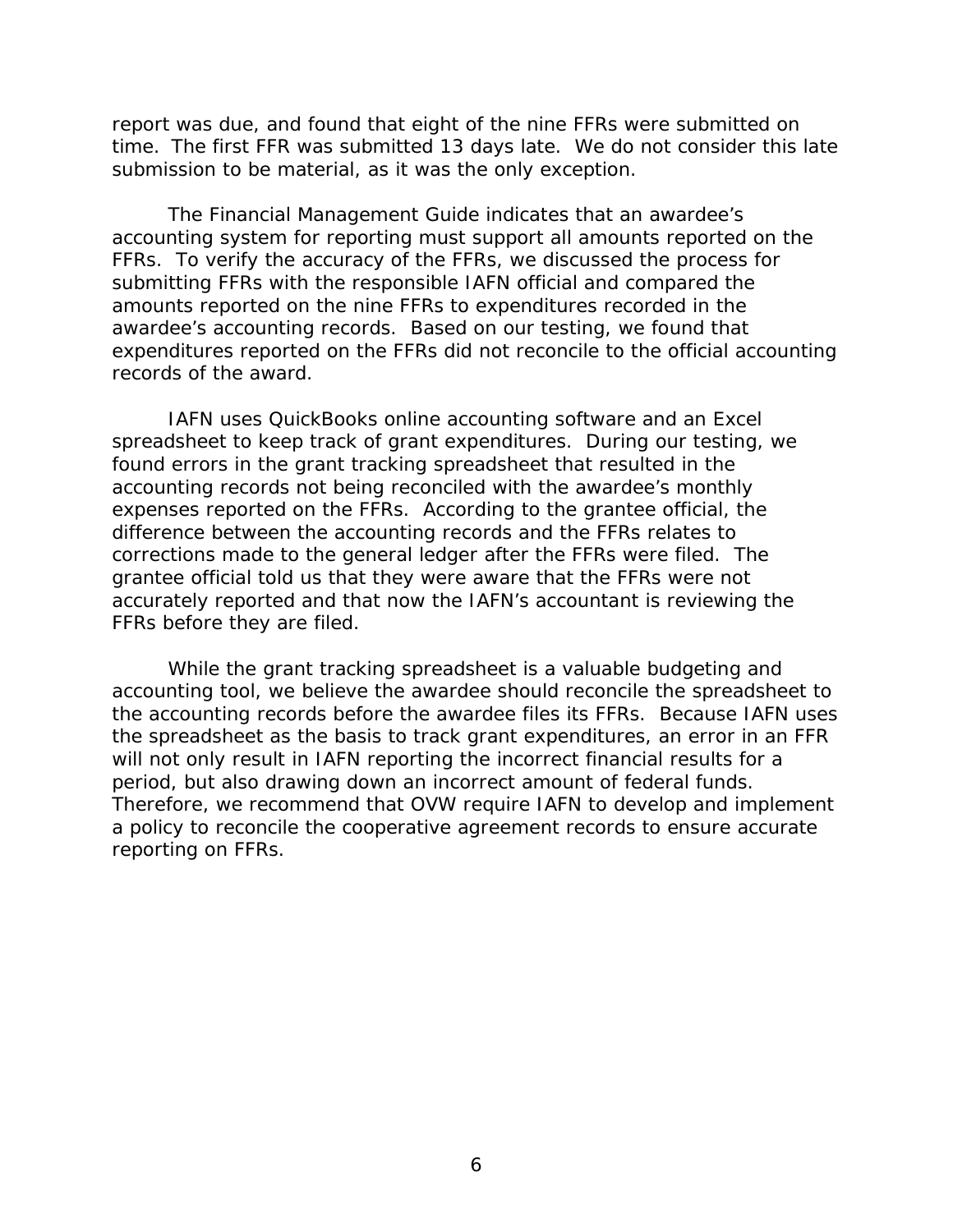report was due, and found that eight of the nine FFRs were submitted on time. The first FFR was submitted 13 days late. We do not consider this late submission to be material, as it was the only exception.

The Financial Management Guide indicates that an awardee's accounting system for reporting must support all amounts reported on the FFRs. To verify the accuracy of the FFRs, we discussed the process for submitting FFRs with the responsible IAFN official and compared the amounts reported on the nine FFRs to expenditures recorded in the awardee's accounting records. Based on our testing, we found that expenditures reported on the FFRs did not reconcile to the official accounting records of the award.

IAFN uses QuickBooks online accounting software and an Excel spreadsheet to keep track of grant expenditures. During our testing, we found errors in the grant tracking spreadsheet that resulted in the accounting records not being reconciled with the awardee's monthly expenses reported on the FFRs. According to the grantee official, the difference between the accounting records and the FFRs relates to corrections made to the general ledger after the FFRs were filed. The grantee official told us that they were aware that the FFRs were not accurately reported and that now the IAFN's accountant is reviewing the FFRs before they are filed.

While the grant tracking spreadsheet is a valuable budgeting and accounting tool, we believe the awardee should reconcile the spreadsheet to the accounting records before the awardee files its FFRs. Because IAFN uses the spreadsheet as the basis to track grant expenditures, an error in an FFR will not only result in IAFN reporting the incorrect financial results for a period, but also drawing down an incorrect amount of federal funds. Therefore, we recommend that OVW require IAFN to develop and implement a policy to reconcile the cooperative agreement records to ensure accurate reporting on FFRs.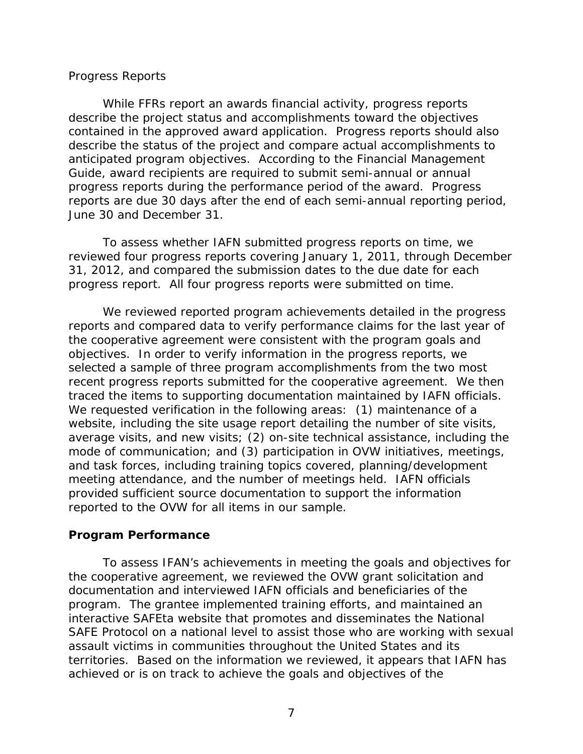Progress Reports

While FFRs report an awards financial activity, progress reports describe the project status and accomplishments toward the objectives contained in the approved award application. Progress reports should also describe the status of the project and compare actual accomplishments to anticipated program objectives. According to the Financial Management Guide, award recipients are required to submit semi-annual or annual progress reports during the performance period of the award. Progress reports are due 30 days after the end of each semi-annual reporting period, June 30 and December 31.

To assess whether IAFN submitted progress reports on time, we reviewed four progress reports covering January 1, 2011, through December 31, 2012, and compared the submission dates to the due date for each progress report. All four progress reports were submitted on time.

We reviewed reported program achievements detailed in the progress reports and compared data to verify performance claims for the last year of the cooperative agreement were consistent with the program goals and objectives. In order to verify information in the progress reports, we selected a sample of three program accomplishments from the two most recent progress reports submitted for the cooperative agreement. We then traced the items to supporting documentation maintained by IAFN officials. We requested verification in the following areas: (1) maintenance of a website, including the site usage report detailing the number of site visits, average visits, and new visits; (2) on-site technical assistance, including the mode of communication; and (3) participation in OVW initiatives, meetings, and task forces, including training topics covered, planning/development meeting attendance, and the number of meetings held. IAFN officials provided sufficient source documentation to support the information reported to the OVW for all items in our sample.

## Program Performance

To assess IFAN's achievements in meeting the goals and objectives for the cooperative agreement, we reviewed the OVW grant solicitation and documentation and interviewed IAFN officials and beneficiaries of the program. The grantee implemented training efforts, and maintained an interactive SAFEta website that promotes and disseminates the National SAFE Protocol on a national level to assist those who are working with sexual assault victims in communities throughout the United States and its territories. Based on the information we reviewed, it appears that IAFN has achieved or is on track to achieve the goals and objectives of the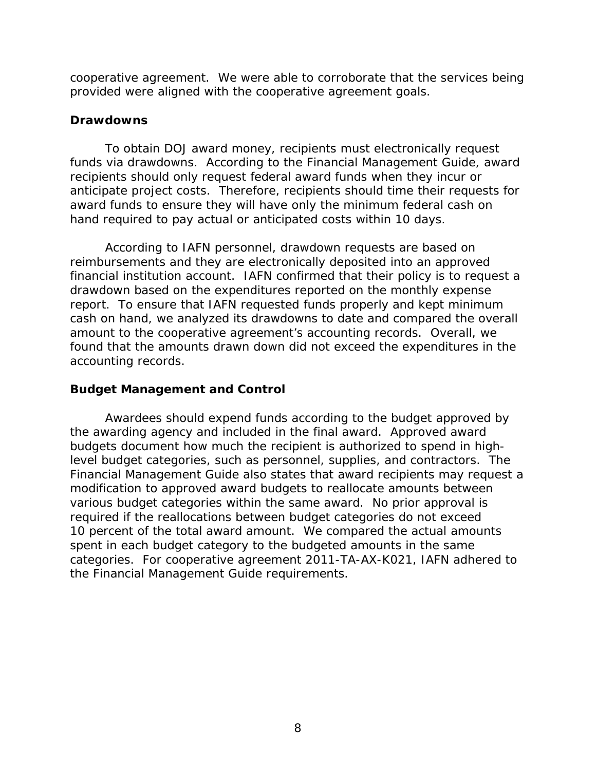cooperative agreement. We were able to corroborate that the services being provided were aligned with the cooperative agreement goals.

### Drawdowns

To obtain DOJ award money, recipients must electronically request funds via drawdowns. According to the Financial Management Guide, award recipients should only request federal award funds when they incur or anticipate project costs. Therefore, recipients should time their requests for award funds to ensure they will have only the minimum federal cash on hand required to pay actual or anticipated costs within 10 days.

According to IAFN personnel, drawdown requests are based on reimbursements and they are electronically deposited into an approved financial institution account. IAFN confirmed that their policy is to request a drawdown based on the expenditures reported on the monthly expense report. To ensure that IAFN requested funds properly and kept minimum cash on hand, we analyzed its drawdowns to date and compared the overall amount to the cooperative agreement's accounting records. Overall, we found that the amounts drawn down did not exceed the expenditures in the accounting records.

### Budget Management and Control

Awardees should expend funds according to the budget approved by the awarding agency and included in the final award. Approved award budgets document how much the recipient is authorized to spend in high-level budget categories, such as personnel, supplies, and contractors. The Financial Management Guide also states that award recipients may request a modification to approved award budgets to reallocate amounts between various budget categories within the same award. No prior approval is required if the reallocations between budget categories do not exceed 10 percent of the total award amount. We compared the actual amounts spent in each budget category to the budgeted amounts in the same categories. For cooperative agreement 2011-TA-AX-K021, IAFN adhered to the Financial Management Guide requirements.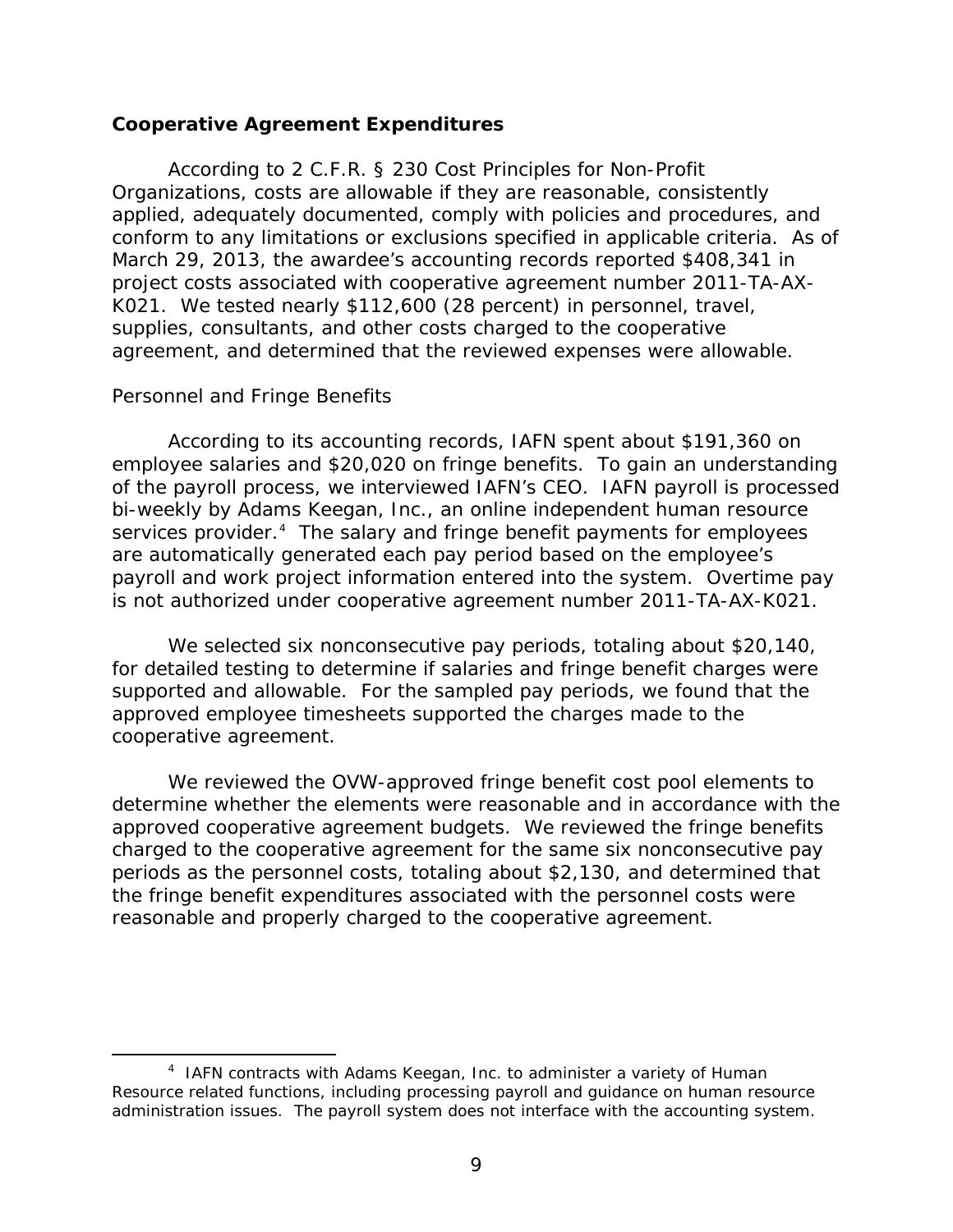## Cooperative Agreement Expenditures

According to 2 C.F.R. § 230 Cost Principles for Non-Profit Organizations, costs are allowable if they are reasonable, consistently applied, adequately documented, comply with policies and procedures, and conform to any limitations or exclusions specified in applicable criteria. As of March 29, 2013, the awardee's accounting records reported $408,341 in project costs associated with cooperative agreement number 2011-TA-AX-K021. We tested nearly $112,600 (28 percent) in personnel, travel, supplies, consultants, and other costs charged to the cooperative agreement, and determined that the reviewed expenses were allowable.

### Personnel and Fringe Benefits

According to its accounting records, IAFN spent about $191,360 on employee salaries and $20,020 on fringe benefits. To gain an understanding of the payroll process, we interviewed IAFN's CEO. IAFN payroll is processed bi-weekly by Adams Keegan, Inc., an online independent human resource services provider.[4] The salary and fringe benefit payments for employees are automatically generated each pay period based on the employee's payroll and work project information entered into the system. Overtime pay is not authorized under cooperative agreement number 2011-TA-AX-K021.

We selected six nonconsecutive pay periods, totaling about $20,140, for detailed testing to determine if salaries and fringe benefit charges were supported and allowable. For the sampled pay periods, we found that the approved employee timesheets supported the charges made to the cooperative agreement.

We reviewed the OVW-approved fringe benefit cost pool elements to determine whether the elements were reasonable and in accordance with the approved cooperative agreement budgets. We reviewed the fringe benefits charged to the cooperative agreement for the same six nonconsecutive pay periods as the personnel costs, totaling about $2,130, and determined that the fringe benefit expenditures associated with the personnel costs were reasonable and properly charged to the cooperative agreement.

---

[4] IAFN contracts with Adams Keegan, Inc. to administer a variety of Human Resource related functions, including processing payroll and guidance on human resource administration issues. The payroll system does not interface with the accounting system.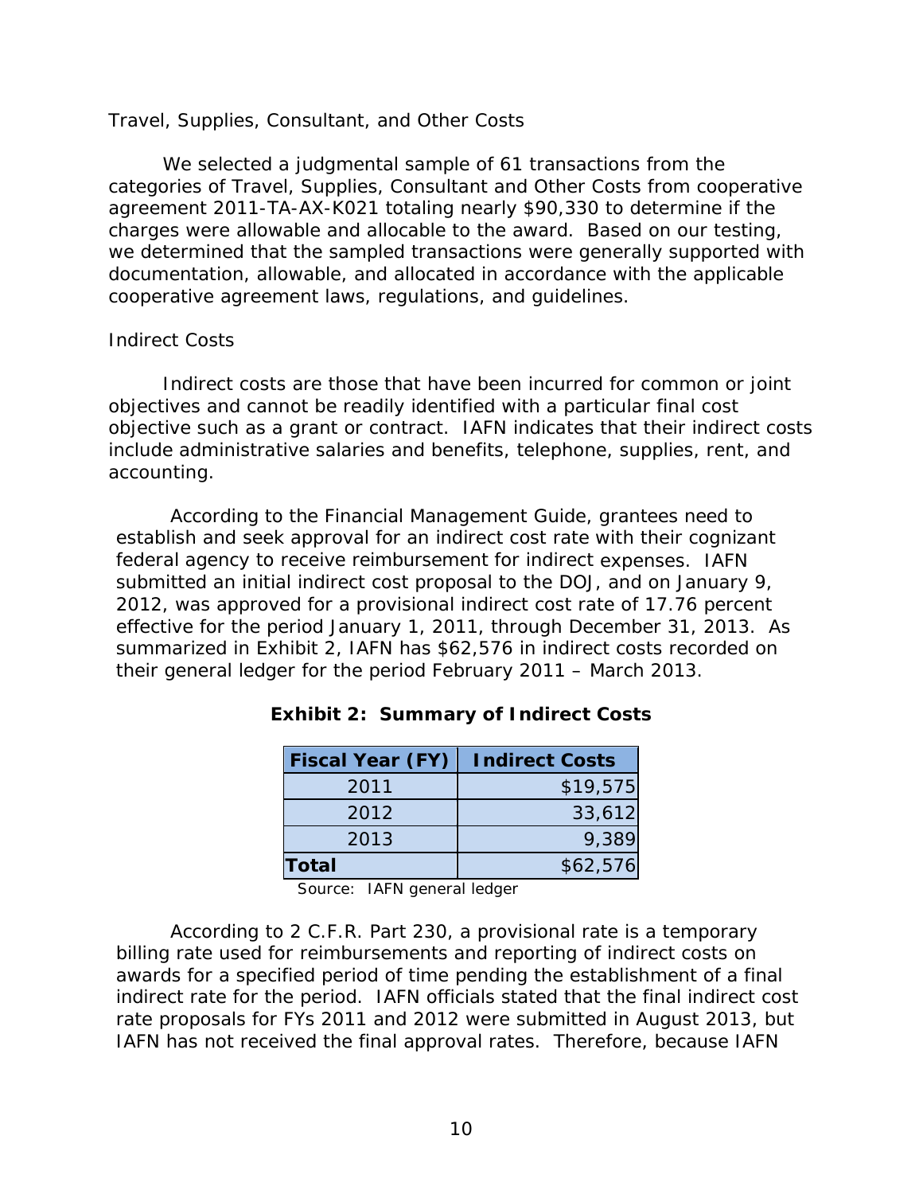### Travel, Supplies, Consultant, and Other Costs

We selected a judgmental sample of 61 transactions from the categories of Travel, Supplies, Consultant and Other Costs from cooperative agreement 2011-TA-AX-K021 totaling nearly $90,330 to determine if the charges were allowable and allocable to the award. Based on our testing, we determined that the sampled transactions were generally supported with documentation, allowable, and allocated in accordance with the applicable cooperative agreement laws, regulations, and guidelines.

### Indirect Costs

Indirect costs are those that have been incurred for common or joint objectives and cannot be readily identified with a particular final cost objective such as a grant or contract. IAFN indicates that their indirect costs include administrative salaries and benefits, telephone, supplies, rent, and accounting.

According to the Financial Management Guide, grantees need to establish and seek approval for an indirect cost rate with their cognizant federal agency to receive reimbursement for indirect expenses. IAFN submitted an initial indirect cost proposal to the DOJ, and on January 9, 2012, was approved for a provisional indirect cost rate of 17.76 percent effective for the period January 1, 2011, through December 31, 2013. As summarized in Exhibit 2, IAFN has $62,576 in indirect costs recorded on their general ledger for the period February 2011 – March 2013.

**Exhibit 2: Summary of Indirect Costs**

| Fiscal Year (FY) | Indirect Costs |
|---|---|
| 2011 | $19,575 |
| 2012 | 33,612 |
| 2013 | 9,389 |
| **Total** | $62,576 |

Source: IAFN general ledger

According to 2 C.F.R. Part 230, a provisional rate is a temporary billing rate used for reimbursements and reporting of indirect costs on awards for a specified period of time pending the establishment of a final indirect rate for the period. IAFN officials stated that the final indirect cost rate proposals for FYs 2011 and 2012 were submitted in August 2013, but IAFN has not received the final approval rates. Therefore, because IAFN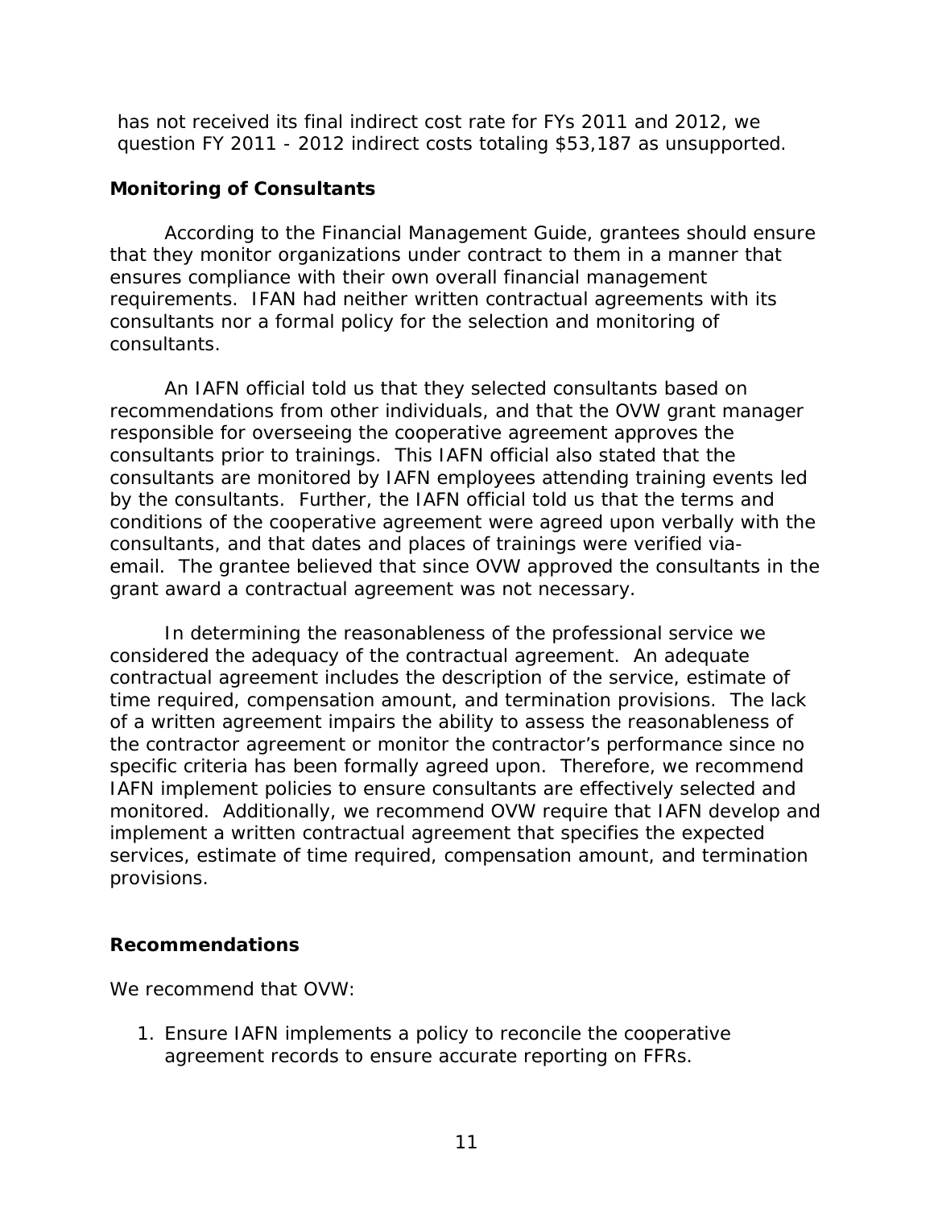has not received its final indirect cost rate for FYs 2011 and 2012, we question FY 2011 - 2012 indirect costs totaling $53,187 as unsupported.

### Monitoring of Consultants

According to the Financial Management Guide, grantees should ensure that they monitor organizations under contract to them in a manner that ensures compliance with their own overall financial management requirements. IFAN had neither written contractual agreements with its consultants nor a formal policy for the selection and monitoring of consultants.

An IAFN official told us that they selected consultants based on recommendations from other individuals, and that the OVW grant manager responsible for overseeing the cooperative agreement approves the consultants prior to trainings. This IAFN official also stated that the consultants are monitored by IAFN employees attending training events led by the consultants. Further, the IAFN official told us that the terms and conditions of the cooperative agreement were agreed upon verbally with the consultants, and that dates and places of trainings were verified via-email. The grantee believed that since OVW approved the consultants in the grant award a contractual agreement was not necessary.

In determining the reasonableness of the professional service we considered the adequacy of the contractual agreement. An adequate contractual agreement includes the description of the service, estimate of time required, compensation amount, and termination provisions. The lack of a written agreement impairs the ability to assess the reasonableness of the contractor agreement or monitor the contractor's performance since no specific criteria has been formally agreed upon. Therefore, we recommend IAFN implement policies to ensure consultants are effectively selected and monitored. Additionally, we recommend OVW require that IAFN develop and implement a written contractual agreement that specifies the expected services, estimate of time required, compensation amount, and termination provisions.

### Recommendations

We recommend that OVW:

1. Ensure IAFN implements a policy to reconcile the cooperative agreement records to ensure accurate reporting on FFRs.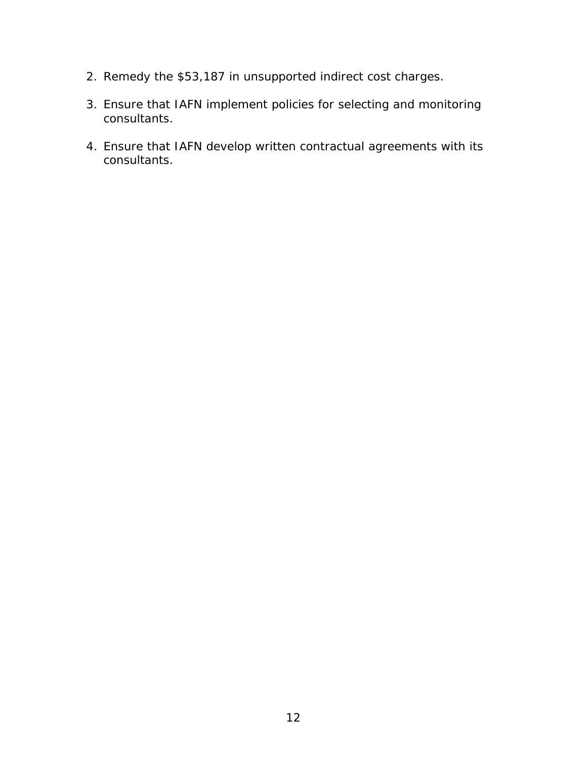2. Remedy the $53,187 in unsupported indirect cost charges.

3. Ensure that IAFN implement policies for selecting and monitoring consultants.

4. Ensure that IAFN develop written contractual agreements with its consultants.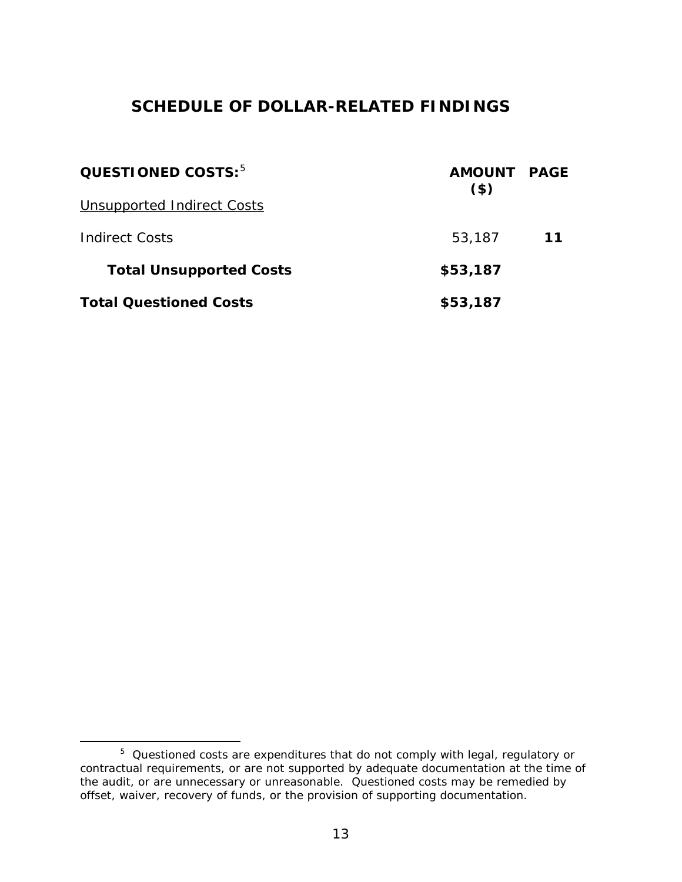## SCHEDULE OF DOLLAR-RELATED FINDINGS

| QUESTIONED COSTS:[5] | AMOUNT ($) | PAGE |
|---|---|---|
| Unsupported Indirect Costs | | |
| Indirect Costs | 53,187 | **11** |
| **Total Unsupported Costs** | **$53,187** | |
| **Total Questioned Costs** | **$53,187** | |

---

[5] Questioned costs are expenditures that do not comply with legal, regulatory or contractual requirements, or are not supported by adequate documentation at the time of the audit, or are unnecessary or unreasonable. Questioned costs may be remedied by offset, waiver, recovery of funds, or the provision of supporting documentation.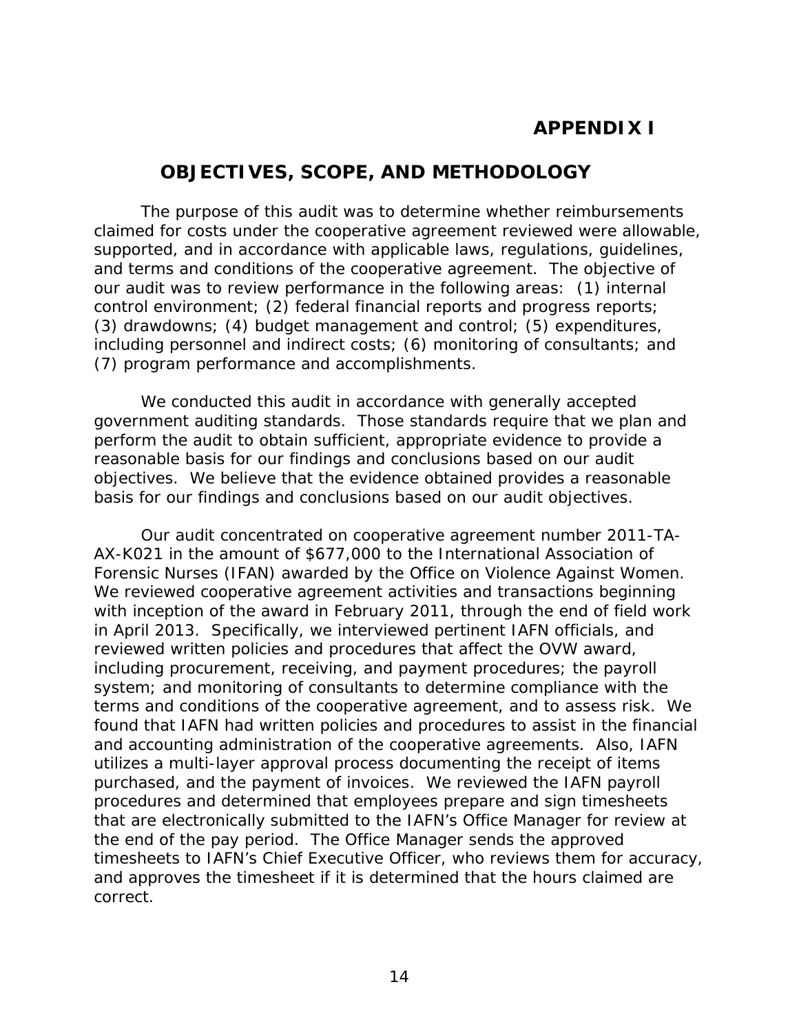# APPENDIX I

## OBJECTIVES, SCOPE, AND METHODOLOGY

The purpose of this audit was to determine whether reimbursements claimed for costs under the cooperative agreement reviewed were allowable, supported, and in accordance with applicable laws, regulations, guidelines, and terms and conditions of the cooperative agreement. The objective of our audit was to review performance in the following areas: (1) internal control environment; (2) federal financial reports and progress reports; (3) drawdowns; (4) budget management and control; (5) expenditures, including personnel and indirect costs; (6) monitoring of consultants; and (7) program performance and accomplishments.

We conducted this audit in accordance with generally accepted government auditing standards. Those standards require that we plan and perform the audit to obtain sufficient, appropriate evidence to provide a reasonable basis for our findings and conclusions based on our audit objectives. We believe that the evidence obtained provides a reasonable basis for our findings and conclusions based on our audit objectives.

Our audit concentrated on cooperative agreement number 2011-TA-AX-K021 in the amount of $677,000 to the International Association of Forensic Nurses (IFAN) awarded by the Office on Violence Against Women. We reviewed cooperative agreement activities and transactions beginning with inception of the award in February 2011, through the end of field work in April 2013. Specifically, we interviewed pertinent IAFN officials, and reviewed written policies and procedures that affect the OVW award, including procurement, receiving, and payment procedures; the payroll system; and monitoring of consultants to determine compliance with the terms and conditions of the cooperative agreement, and to assess risk. We found that IAFN had written policies and procedures to assist in the financial and accounting administration of the cooperative agreements. Also, IAFN utilizes a multi-layer approval process documenting the receipt of items purchased, and the payment of invoices. We reviewed the IAFN payroll procedures and determined that employees prepare and sign timesheets that are electronically submitted to the IAFN's Office Manager for review at the end of the pay period. The Office Manager sends the approved timesheets to IAFN's Chief Executive Officer, who reviews them for accuracy, and approves the timesheet if it is determined that the hours claimed are correct.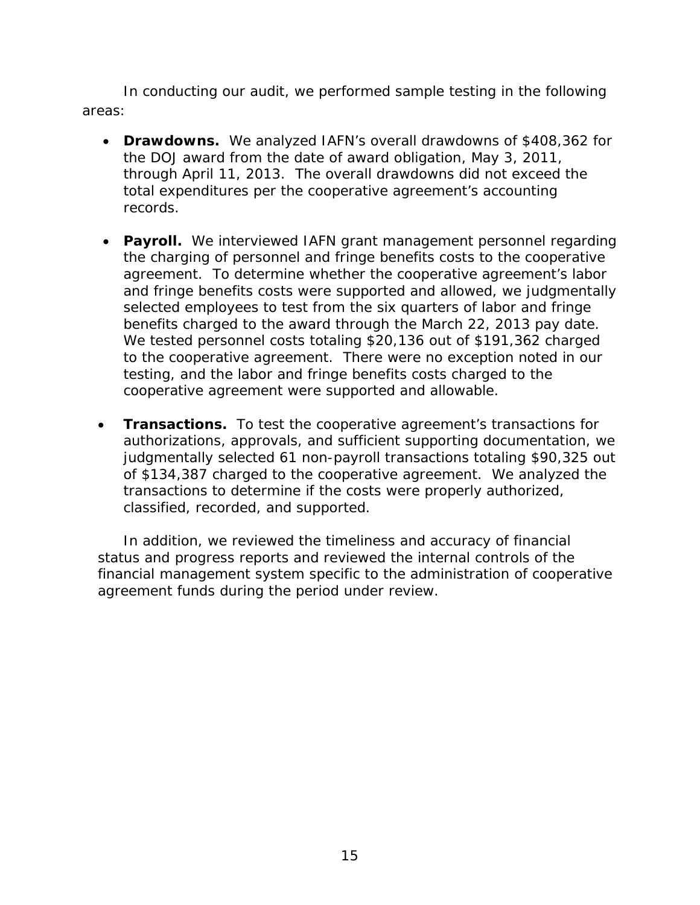In conducting our audit, we performed sample testing in the following areas:

- **Drawdowns.** We analyzed IAFN's overall drawdowns of $408,362 for the DOJ award from the date of award obligation, May 3, 2011, through April 11, 2013. The overall drawdowns did not exceed the total expenditures per the cooperative agreement's accounting records.

- **Payroll.** We interviewed IAFN grant management personnel regarding the charging of personnel and fringe benefits costs to the cooperative agreement. To determine whether the cooperative agreement's labor and fringe benefits costs were supported and allowed, we judgmentally selected employees to test from the six quarters of labor and fringe benefits charged to the award through the March 22, 2013 pay date. We tested personnel costs totaling $20,136 out of $191,362 charged to the cooperative agreement. There were no exception noted in our testing, and the labor and fringe benefits costs charged to the cooperative agreement were supported and allowable.

- **Transactions.** To test the cooperative agreement's transactions for authorizations, approvals, and sufficient supporting documentation, we judgmentally selected 61 non-payroll transactions totaling $90,325 out of $134,387 charged to the cooperative agreement. We analyzed the transactions to determine if the costs were properly authorized, classified, recorded, and supported.

In addition, we reviewed the timeliness and accuracy of financial status and progress reports and reviewed the internal controls of the financial management system specific to the administration of cooperative agreement funds during the period under review.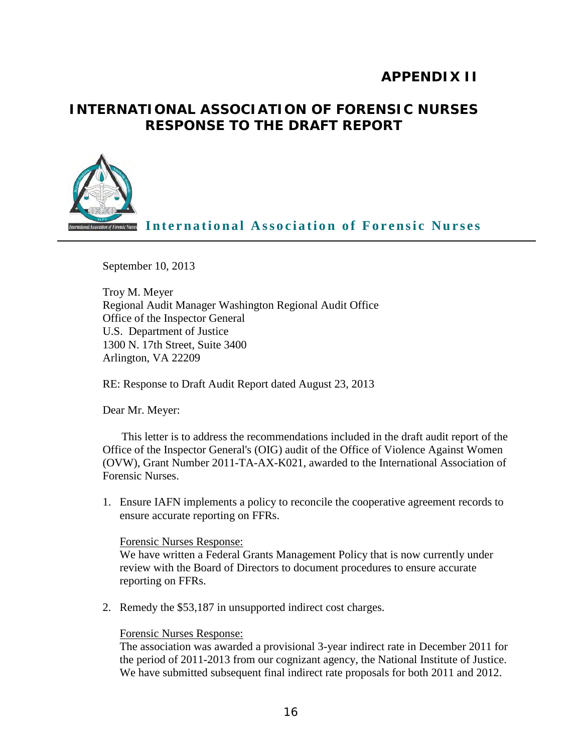# APPENDIX II

## INTERNATIONAL ASSOCIATION OF FORENSIC NURSES RESPONSE TO THE DRAFT REPORT

**International Association of Forensic Nurses**

September 10, 2013

Troy M. Meyer
Regional Audit Manager Washington Regional Audit Office
Office of the Inspector General
U.S. Department of Justice
1300 N. 17th Street, Suite 3400
Arlington, VA 22209

RE: Response to Draft Audit Report dated August 23, 2013

Dear Mr. Meyer:

This letter is to address the recommendations included in the draft audit report of the Office of the Inspector General's (OIG) audit of the Office of Violence Against Women (OVW), Grant Number 2011-TA-AX-K021, awarded to the International Association of Forensic Nurses.

1. Ensure IAFN implements a policy to reconcile the cooperative agreement records to ensure accurate reporting on FFRs.

   Forensic Nurses Response:
   We have written a Federal Grants Management Policy that is now currently under review with the Board of Directors to document procedures to ensure accurate reporting on FFRs.

2. Remedy the $53,187 in unsupported indirect cost charges.

   Forensic Nurses Response:
   The association was awarded a provisional 3-year indirect rate in December 2011 for the period of 2011-2013 from our cognizant agency, the National Institute of Justice. We have submitted subsequent final indirect rate proposals for both 2011 and 2012.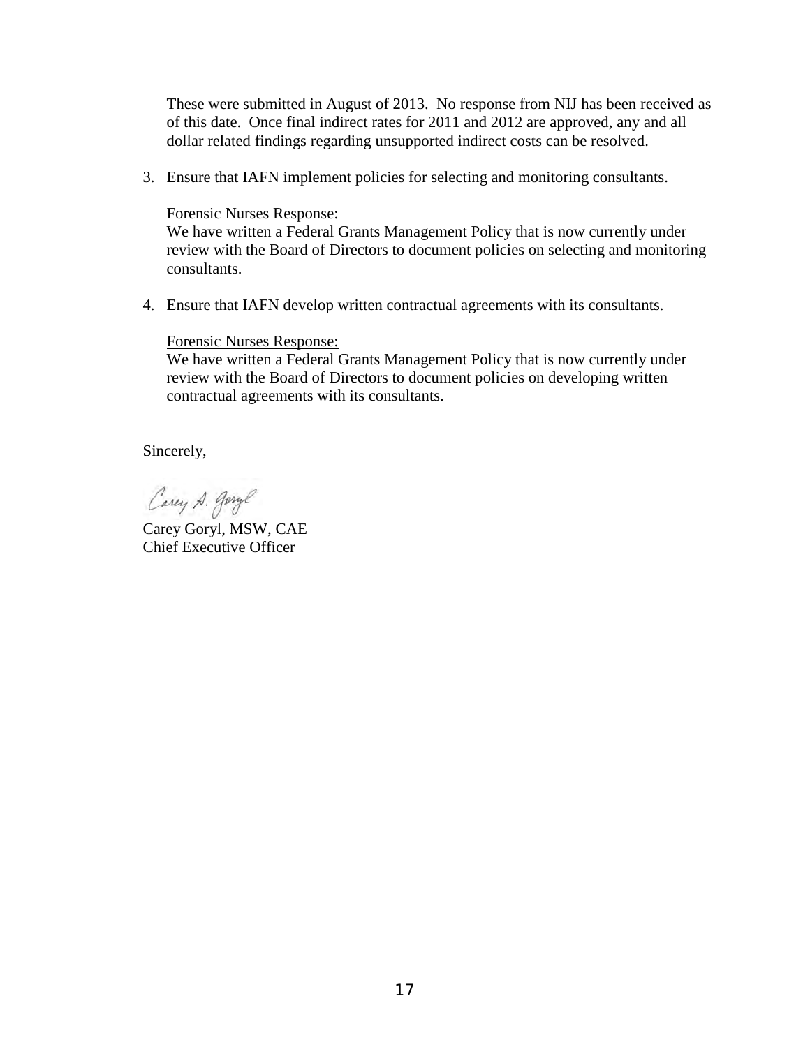These were submitted in August of 2013. No response from NIJ has been received as of this date. Once final indirect rates for 2011 and 2012 are approved, any and all dollar related findings regarding unsupported indirect costs can be resolved.

3. Ensure that IAFN implement policies for selecting and monitoring consultants.

   Forensic Nurses Response:
   We have written a Federal Grants Management Policy that is now currently under review with the Board of Directors to document policies on selecting and monitoring consultants.

4. Ensure that IAFN develop written contractual agreements with its consultants.

   Forensic Nurses Response:
   We have written a Federal Grants Management Policy that is now currently under review with the Board of Directors to document policies on developing written contractual agreements with its consultants.

Sincerely,

Carey A. Goryl

Carey Goryl, MSW, CAE
Chief Executive Officer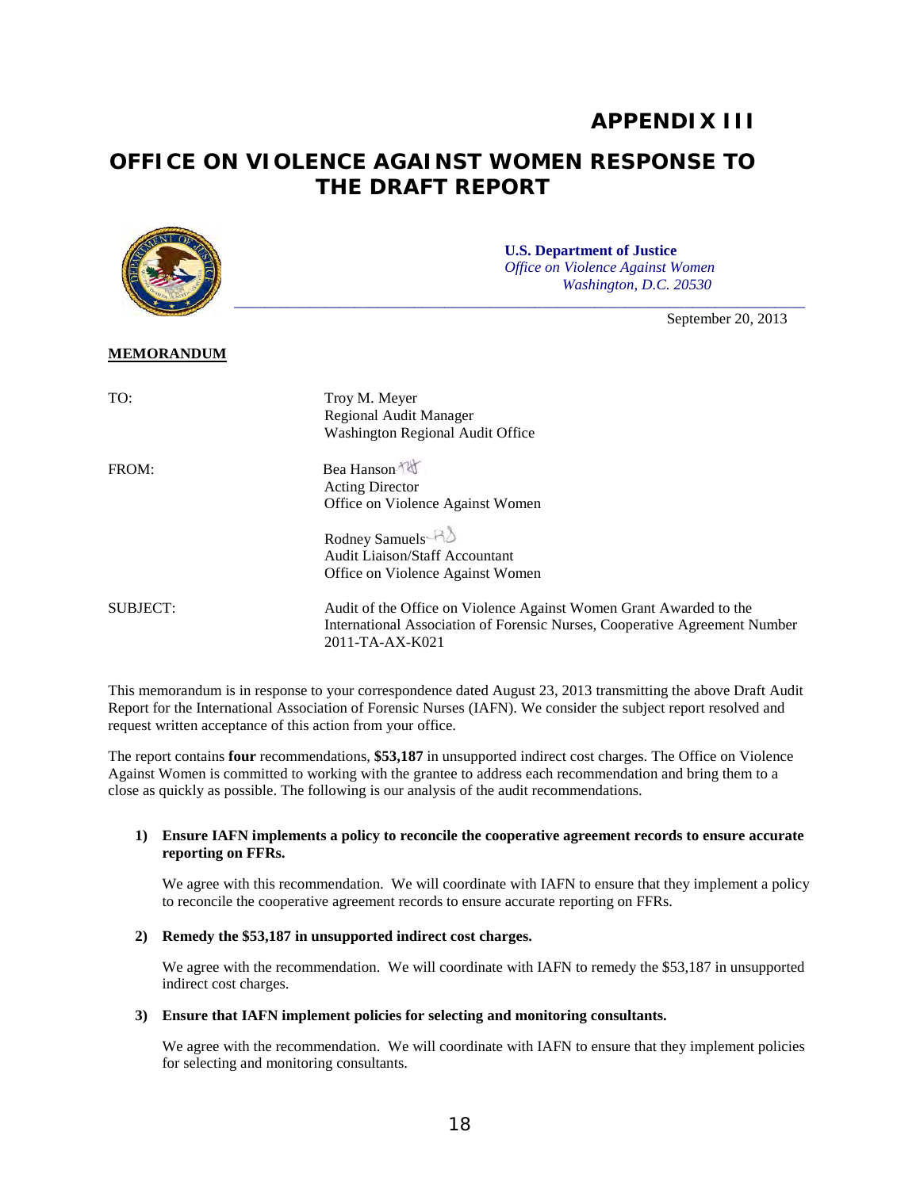# APPENDIX III

## OFFICE ON VIOLENCE AGAINST WOMEN RESPONSE TO THE DRAFT REPORT

**U.S. Department of Justice**
*Office on Violence Against Women*
*Washington, D.C. 20530*

September 20, 2013

**MEMORANDUM**

TO: Troy M. Meyer
Regional Audit Manager
Washington Regional Audit Office

FROM: Bea Hanson
Acting Director
Office on Violence Against Women

Rodney Samuels
Audit Liaison/Staff Accountant
Office on Violence Against Women

SUBJECT: Audit of the Office on Violence Against Women Grant Awarded to the International Association of Forensic Nurses, Cooperative Agreement Number 2011-TA-AX-K021

This memorandum is in response to your correspondence dated August 23, 2013 transmitting the above Draft Audit Report for the International Association of Forensic Nurses (IAFN). We consider the subject report resolved and request written acceptance of this action from your office.

The report contains **four** recommendations, **$53,187** in unsupported indirect cost charges. The Office on Violence Against Women is committed to working with the grantee to address each recommendation and bring them to a close as quickly as possible. The following is our analysis of the audit recommendations.

1) **Ensure IAFN implements a policy to reconcile the cooperative agreement records to ensure accurate reporting on FFRs.**

   We agree with this recommendation. We will coordinate with IAFN to ensure that they implement a policy to reconcile the cooperative agreement records to ensure accurate reporting on FFRs.

2) **Remedy the $53,187 in unsupported indirect cost charges.**

   We agree with the recommendation. We will coordinate with IAFN to remedy the $53,187 in unsupported indirect cost charges.

3) **Ensure that IAFN implement policies for selecting and monitoring consultants.**

   We agree with the recommendation. We will coordinate with IAFN to ensure that they implement policies for selecting and monitoring consultants.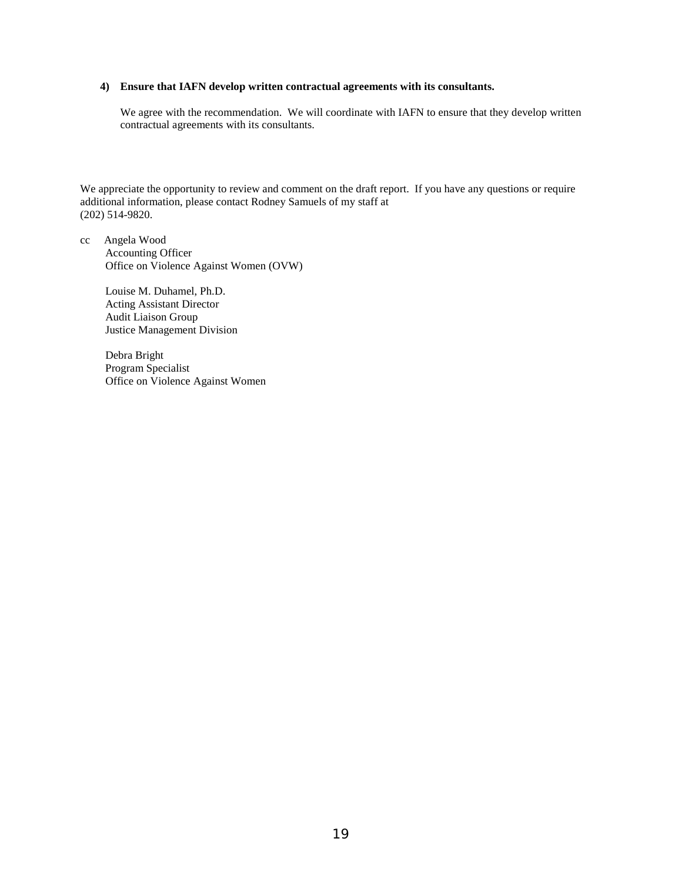**4) Ensure that IAFN develop written contractual agreements with its consultants.**

We agree with the recommendation. We will coordinate with IAFN to ensure that they develop written contractual agreements with its consultants.

We appreciate the opportunity to review and comment on the draft report. If you have any questions or require additional information, please contact Rodney Samuels of my staff at (202) 514-9820.

cc Angela Wood
Accounting Officer
Office on Violence Against Women (OVW)

Louise M. Duhamel, Ph.D.
Acting Assistant Director
Audit Liaison Group
Justice Management Division

Debra Bright
Program Specialist
Office on Violence Against Women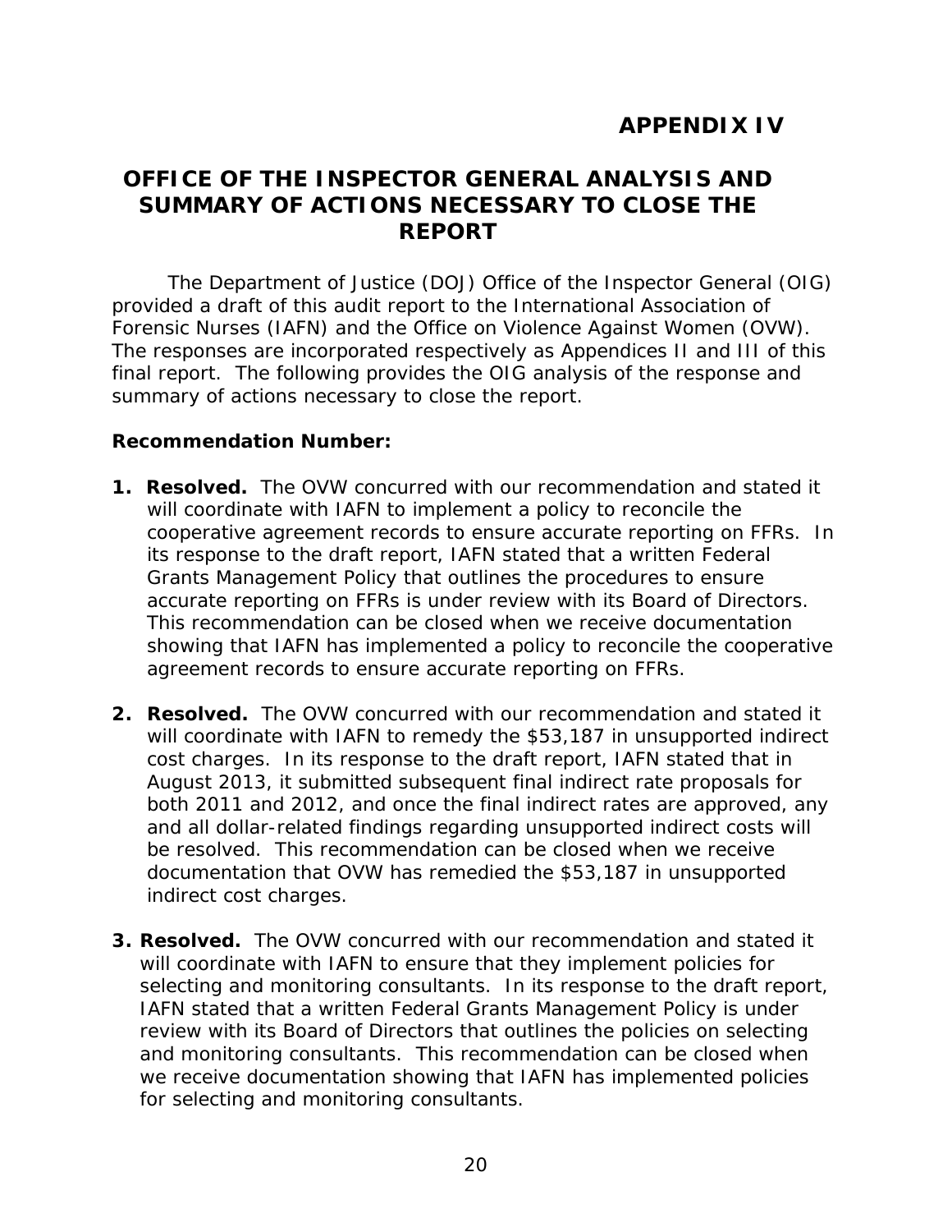# APPENDIX IV

## OFFICE OF THE INSPECTOR GENERAL ANALYSIS AND SUMMARY OF ACTIONS NECESSARY TO CLOSE THE REPORT

The Department of Justice (DOJ) Office of the Inspector General (OIG) provided a draft of this audit report to the International Association of Forensic Nurses (IAFN) and the Office on Violence Against Women (OVW). The responses are incorporated respectively as Appendices II and III of this final report. The following provides the OIG analysis of the response and summary of actions necessary to close the report.

**Recommendation Number:**

1. **Resolved.** The OVW concurred with our recommendation and stated it will coordinate with IAFN to implement a policy to reconcile the cooperative agreement records to ensure accurate reporting on FFRs. In its response to the draft report, IAFN stated that a written Federal Grants Management Policy that outlines the procedures to ensure accurate reporting on FFRs is under review with its Board of Directors. This recommendation can be closed when we receive documentation showing that IAFN has implemented a policy to reconcile the cooperative agreement records to ensure accurate reporting on FFRs.

2. **Resolved.** The OVW concurred with our recommendation and stated it will coordinate with IAFN to remedy the $53,187 in unsupported indirect cost charges. In its response to the draft report, IAFN stated that in August 2013, it submitted subsequent final indirect rate proposals for both 2011 and 2012, and once the final indirect rates are approved, any and all dollar-related findings regarding unsupported indirect costs will be resolved. This recommendation can be closed when we receive documentation that OVW has remedied the $53,187 in unsupported indirect cost charges.

3. **Resolved.** The OVW concurred with our recommendation and stated it will coordinate with IAFN to ensure that they implement policies for selecting and monitoring consultants. In its response to the draft report, IAFN stated that a written Federal Grants Management Policy is under review with its Board of Directors that outlines the policies on selecting and monitoring consultants. This recommendation can be closed when we receive documentation showing that IAFN has implemented policies for selecting and monitoring consultants.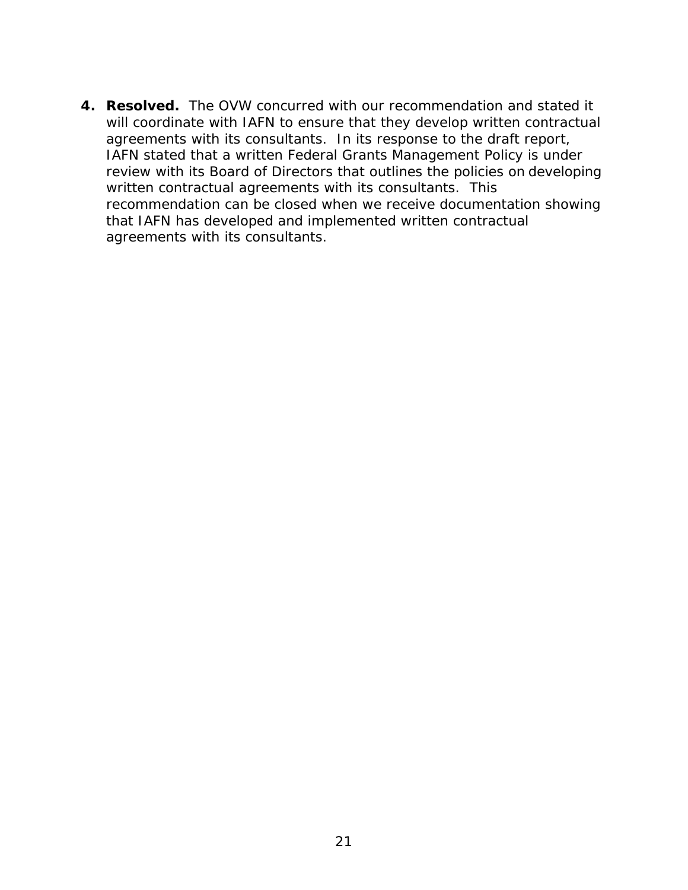4. **Resolved.** The OVW concurred with our recommendation and stated it will coordinate with IAFN to ensure that they develop written contractual agreements with its consultants. In its response to the draft report, IAFN stated that a written Federal Grants Management Policy is under review with its Board of Directors that outlines the policies on developing written contractual agreements with its consultants. This recommendation can be closed when we receive documentation showing that IAFN has developed and implemented written contractual agreements with its consultants.